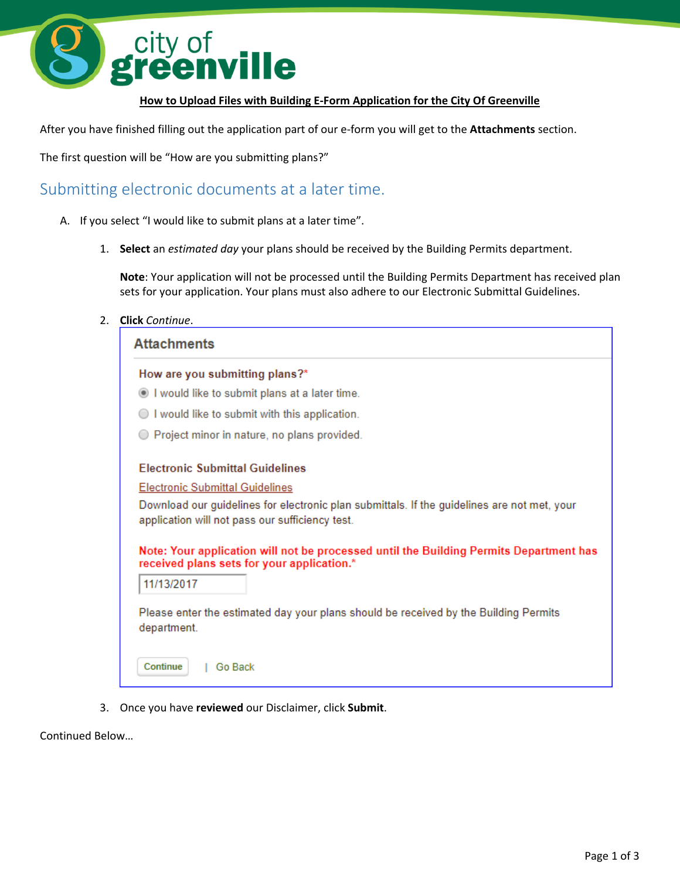city of greenville

**How to Upload Files with Building E-Form Application for the City Of Greenville**

After you have finished filling out the application part of our e-form you will get to the **Attachments** section.

The first question will be "How are you submitting plans?"

## Submitting electronic documents at a later time.

A. If you select "I would like to submit plans at a later time".

1. **Select** an *estimated day* your plans should be received by the Building Permits department.

   **Note**: Your application will not be processed until the Building Permits Department has received plan sets for your application. Your plans must also adhere to our Electronic Submittal Guidelines.

2. **Click** *Continue*.

   **Attachments**

   **How are you submitting plans?***

   - (●) I would like to submit plans at a later time.
   - ( ) I would like to submit with this application.
   - ( ) Project minor in nature, no plans provided.

   **Electronic Submittal Guidelines**

   Electronic Submittal Guidelines

   Download our guidelines for electronic plan submittals. If the guidelines are not met, your application will not pass our sufficiency test.

   **Note: Your application will not be processed until the Building Permits Department has received plans sets for your application.***

   11/13/2017

   Please enter the estimated day your plans should be received by the Building Permits department.

   Continue | Go Back

3. Once you have **reviewed** our Disclaimer, click **Submit**.

Continued Below…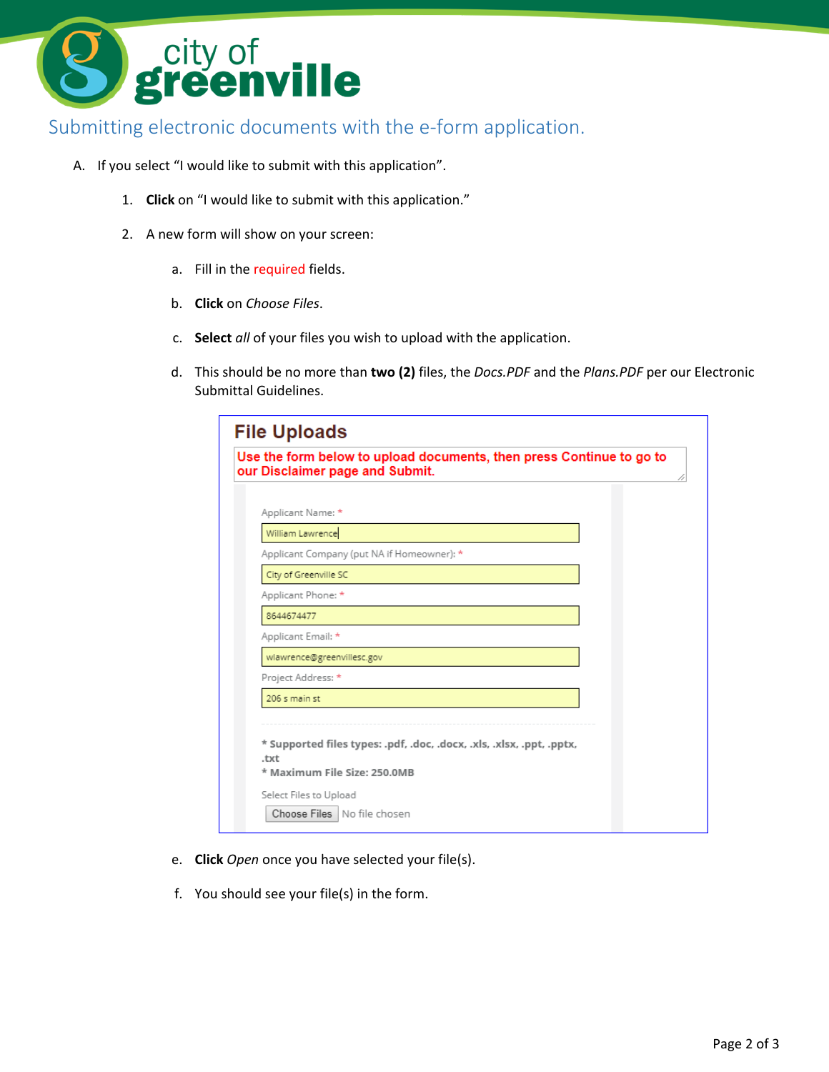city of greenville

## Submitting electronic documents with the e-form application.

A. If you select "I would like to submit with this application".

   1. **Click** on "I would like to submit with this application."

   2. A new form will show on your screen:

      a. Fill in the required fields.

      b. **Click** on *Choose Files*.

      c. **Select** *all* of your files you wish to upload with the application.

      d. This should be no more than **two (2)** files, the *Docs.PDF* and the *Plans.PDF* per our Electronic Submittal Guidelines.

**File Uploads**

**Use the form below to upload documents, then press Continue to go to our Disclaimer page and Submit.**

Applicant Name: *
William Lawrence

Applicant Company (put NA if Homeowner): *
City of Greenville SC

Applicant Phone: *
8644674477

Applicant Email: *
wlawrence@greenvillesc.gov

Project Address: *
206 s main st

**\* Supported files types: .pdf, .doc, .docx, .xls, .xlsx, .ppt, .pptx, .txt**
**\* Maximum File Size: 250.0MB**

Select Files to Upload
Choose Files No file chosen

      e. **Click** *Open* once you have selected your file(s).

      f. You should see your file(s) in the form.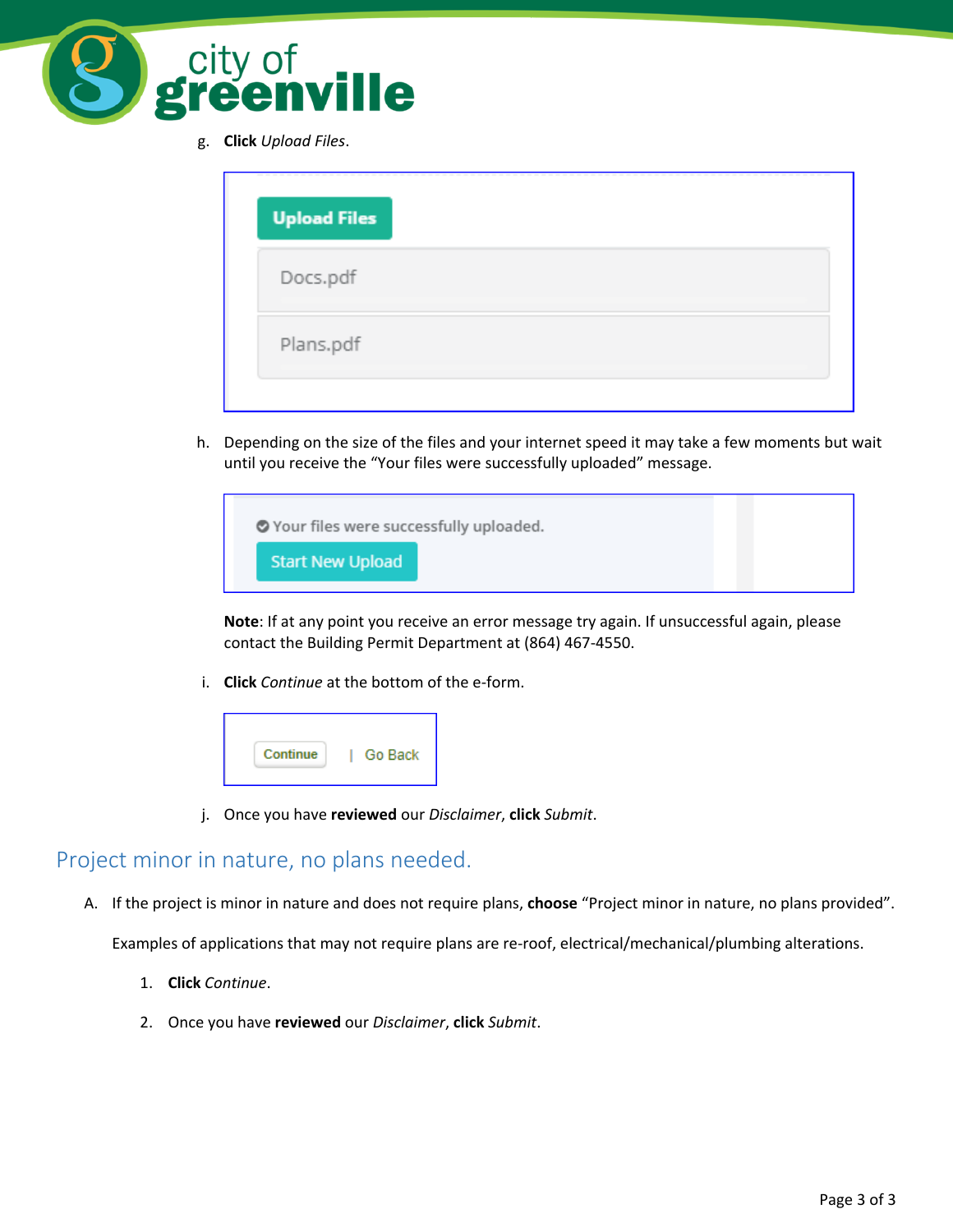g. **Click** *Upload Files*.

Upload Files

Docs.pdf

Plans.pdf

h. Depending on the size of the files and your internet speed it may take a few moments but wait until you receive the "Your files were successfully uploaded" message.

Your files were successfully uploaded.

Start New Upload

**Note**: If at any point you receive an error message try again. If unsuccessful again, please contact the Building Permit Department at (864) 467-4550.

i. **Click** *Continue* at the bottom of the e-form.

Continue | Go Back

j. Once you have **reviewed** our *Disclaimer*, **click** *Submit*.

## Project minor in nature, no plans needed.

A. If the project is minor in nature and does not require plans, **choose** "Project minor in nature, no plans provided".

Examples of applications that may not require plans are re-roof, electrical/mechanical/plumbing alterations.

1. **Click** *Continue*.
2. Once you have **reviewed** our *Disclaimer*, **click** *Submit*.